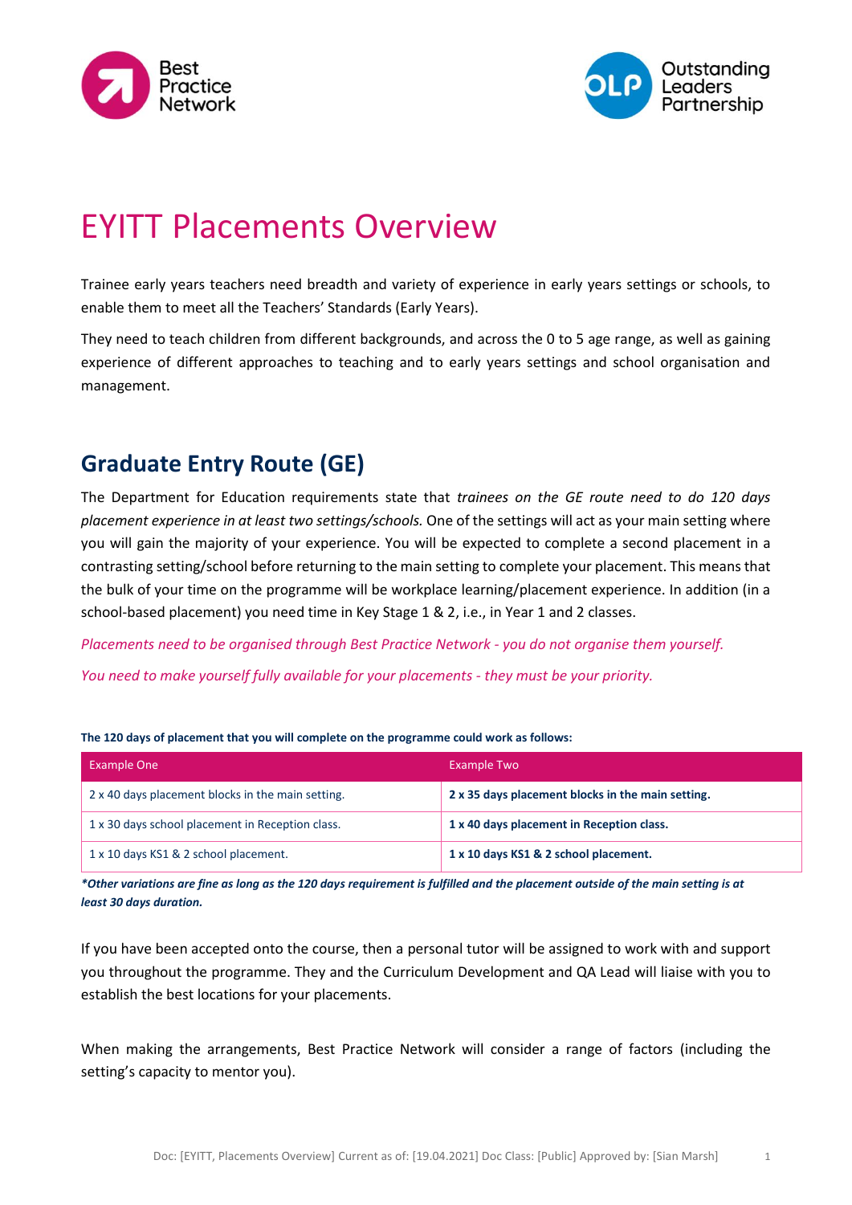# EYITT Placements Overview

Trainee early years teachers need breadth and variety of experience in early years settings or schools, to enable them to meet all the Teachers' Standards (Early Years).

They need to teach children from different backgrounds, and across the 0 to 5 age range, as well as gaining experience of different approaches to teaching and to early years settings and school organisation and management.

## Graduate Entry Route (GE)

The Department for Education requirements state that *trainees on the GE route need to do 120 days placement experience in at least two settings/schools.* One of the settings will act as your main setting where you will gain the majority of your experience. You will be expected to complete a second placement in a contrasting setting/school before returning to the main setting to complete your placement. This means that the bulk of your time on the programme will be workplace learning/placement experience. In addition (in a school-based placement) you need time in Key Stage 1 & 2, i.e., in Year 1 and 2 classes.

*Placements need to be organised through Best Practice Network - you do not organise them yourself.*

*You need to make yourself fully available for your placements - they must be your priority.*

**The 120 days of placement that you will complete on the programme could work as follows:**

| Example One | Example Two |
|---|---|
| 2 x 40 days placement blocks in the main setting. | **2 x 35 days placement blocks in the main setting.** |
| 1 x 30 days school placement in Reception class. | **1 x 40 days placement in Reception class.** |
| 1 x 10 days KS1 & 2 school placement. | **1 x 10 days KS1 & 2 school placement.** |

***Other variations are fine as long as the 120 days requirement is fulfilled and the placement outside of the main setting is at least 30 days duration.***

If you have been accepted onto the course, then a personal tutor will be assigned to work with and support you throughout the programme. They and the Curriculum Development and QA Lead will liaise with you to establish the best locations for your placements.

When making the arrangements, Best Practice Network will consider a range of factors (including the setting's capacity to mentor you).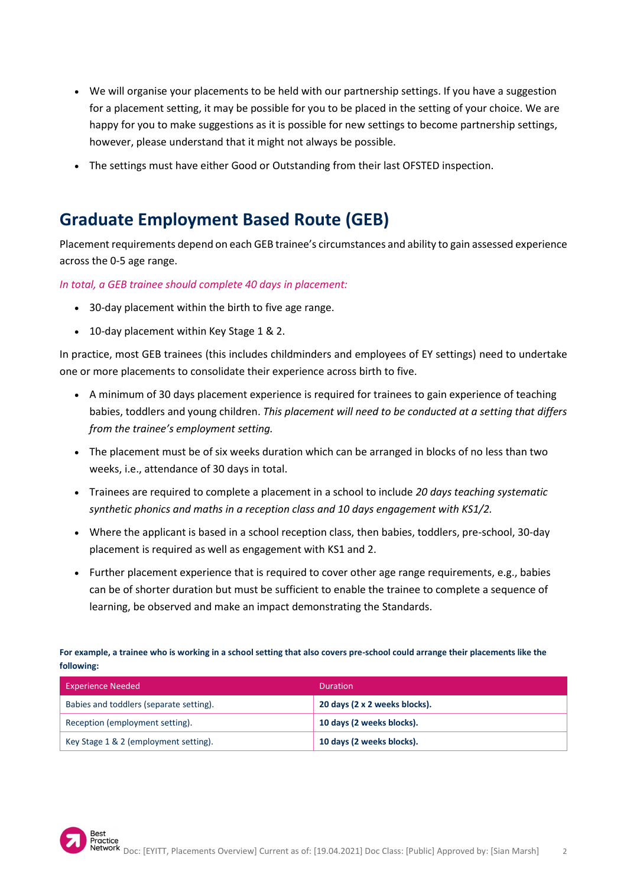- We will organise your placements to be held with our partnership settings. If you have a suggestion for a placement setting, it may be possible for you to be placed in the setting of your choice. We are happy for you to make suggestions as it is possible for new settings to become partnership settings, however, please understand that it might not always be possible.
- The settings must have either Good or Outstanding from their last OFSTED inspection.

## Graduate Employment Based Route (GEB)

Placement requirements depend on each GEB trainee's circumstances and ability to gain assessed experience across the 0-5 age range.

*In total, a GEB trainee should complete 40 days in placement:*

- 30-day placement within the birth to five age range.
- 10-day placement within Key Stage 1 & 2.

In practice, most GEB trainees (this includes childminders and employees of EY settings) need to undertake one or more placements to consolidate their experience across birth to five.

- A minimum of 30 days placement experience is required for trainees to gain experience of teaching babies, toddlers and young children. *This placement will need to be conducted at a setting that differs from the trainee's employment setting.*
- The placement must be of six weeks duration which can be arranged in blocks of no less than two weeks, i.e., attendance of 30 days in total.
- Trainees are required to complete a placement in a school to include *20 days teaching systematic synthetic phonics and maths in a reception class and 10 days engagement with KS1/2.*
- Where the applicant is based in a school reception class, then babies, toddlers, pre-school, 30-day placement is required as well as engagement with KS1 and 2.
- Further placement experience that is required to cover other age range requirements, e.g., babies can be of shorter duration but must be sufficient to enable the trainee to complete a sequence of learning, be observed and make an impact demonstrating the Standards.

**For example, a trainee who is working in a school setting that also covers pre-school could arrange their placements like the following:**

| Experience Needed | Duration |
|---|---|
| Babies and toddlers (separate setting). | **20 days (2 x 2 weeks blocks).** |
| Reception (employment setting). | **10 days (2 weeks blocks).** |
| Key Stage 1 & 2 (employment setting). | **10 days (2 weeks blocks).** |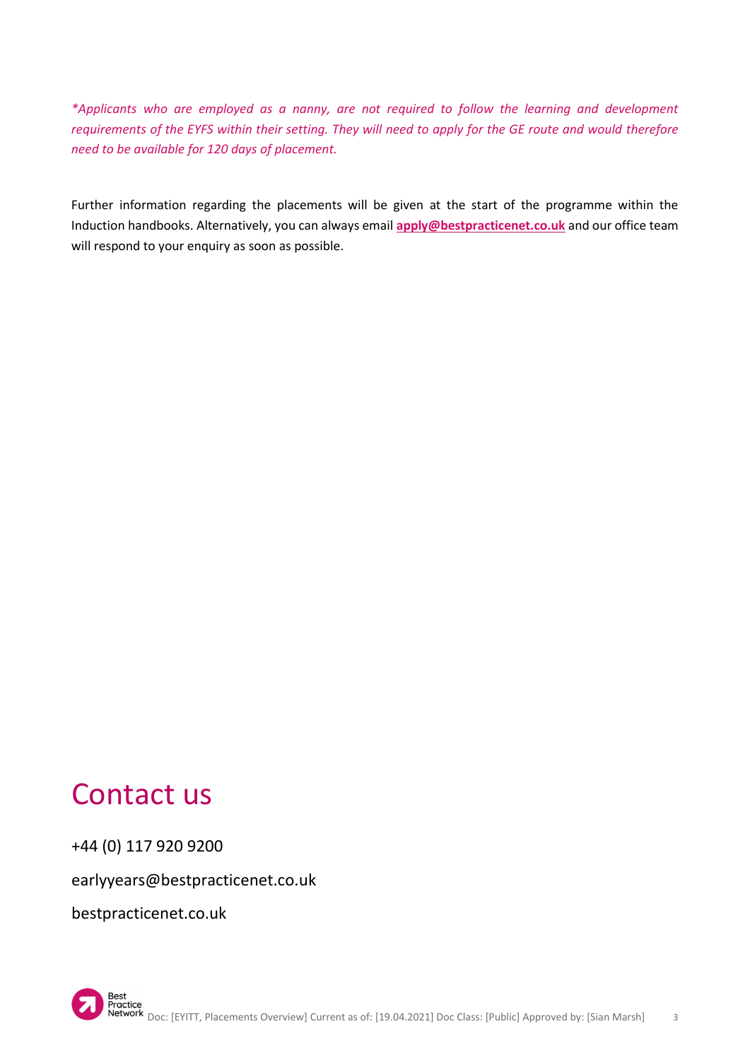*\*Applicants who are employed as a nanny, are not required to follow the learning and development requirements of the EYFS within their setting. They will need to apply for the GE route and would therefore need to be available for 120 days of placement.*

Further information regarding the placements will be given at the start of the programme within the Induction handbooks. Alternatively, you can always email **apply@bestpracticenet.co.uk** and our office team will respond to your enquiry as soon as possible.

# Contact us

+44 (0) 117 920 9200

earlyyears@bestpracticenet.co.uk

bestpracticenet.co.uk